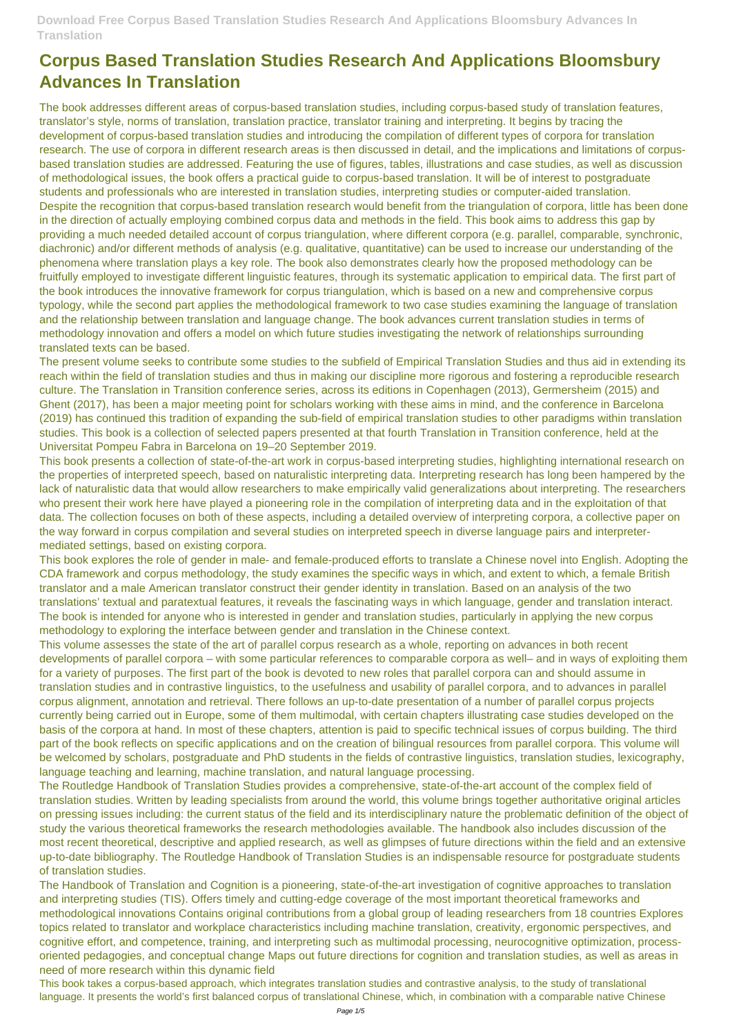# Corpus Based Translation Studies Research And Applications Bloomsbury Advances In Translation

The book addresses different areas of corpus-based translation studies, including corpus-based study of translation features, translator's style, norms of translation, translation practice, translator training and interpreting. It begins by tracing the development of corpus-based translation studies and introducing the compilation of different types of corpora for translation research. The use of corpora in different research areas is then discussed in detail, and the implications and limitations of corpus-based translation studies are addressed. Featuring the use of figures, tables, illustrations and case studies, as well as discussion of methodological issues, the book offers a practical guide to corpus-based translation. It will be of interest to postgraduate students and professionals who are interested in translation studies, interpreting studies or computer-aided translation.

Despite the recognition that corpus-based translation research would benefit from the triangulation of corpora, little has been done in the direction of actually employing combined corpus data and methods in the field. This book aims to address this gap by providing a much needed detailed account of corpus triangulation, where different corpora (e.g. parallel, comparable, synchronic, diachronic) and/or different methods of analysis (e.g. qualitative, quantitative) can be used to increase our understanding of the phenomena where translation plays a key role. The book also demonstrates clearly how the proposed methodology can be fruitfully employed to investigate different linguistic features, through its systematic application to empirical data. The first part of the book introduces the innovative framework for corpus triangulation, which is based on a new and comprehensive corpus typology, while the second part applies the methodological framework to two case studies examining the language of translation and the relationship between translation and language change. The book advances current translation studies in terms of methodology innovation and offers a model on which future studies investigating the network of relationships surrounding translated texts can be based.

The present volume seeks to contribute some studies to the subfield of Empirical Translation Studies and thus aid in extending its reach within the field of translation studies and thus in making our discipline more rigorous and fostering a reproducible research culture. The Translation in Transition conference series, across its editions in Copenhagen (2013), Germersheim (2015) and Ghent (2017), has been a major meeting point for scholars working with these aims in mind, and the conference in Barcelona (2019) has continued this tradition of expanding the sub-field of empirical translation studies to other paradigms within translation studies. This book is a collection of selected papers presented at that fourth Translation in Transition conference, held at the Universitat Pompeu Fabra in Barcelona on 19–20 September 2019.

This book presents a collection of state-of-the-art work in corpus-based interpreting studies, highlighting international research on the properties of interpreted speech, based on naturalistic interpreting data. Interpreting research has long been hampered by the lack of naturalistic data that would allow researchers to make empirically valid generalizations about interpreting. The researchers who present their work here have played a pioneering role in the compilation of interpreting data and in the exploitation of that data. The collection focuses on both of these aspects, including a detailed overview of interpreting corpora, a collective paper on the way forward in corpus compilation and several studies on interpreted speech in diverse language pairs and interpreter-mediated settings, based on existing corpora.

This book explores the role of gender in male- and female-produced efforts to translate a Chinese novel into English. Adopting the CDA framework and corpus methodology, the study examines the specific ways in which, and extent to which, a female British translator and a male American translator construct their gender identity in translation. Based on an analysis of the two translations' textual and paratextual features, it reveals the fascinating ways in which language, gender and translation interact. The book is intended for anyone who is interested in gender and translation studies, particularly in applying the new corpus methodology to exploring the interface between gender and translation in the Chinese context.

This volume assesses the state of the art of parallel corpus research as a whole, reporting on advances in both recent developments of parallel corpora – with some particular references to comparable corpora as well– and in ways of exploiting them for a variety of purposes. The first part of the book is devoted to new roles that parallel corpora can and should assume in translation studies and in contrastive linguistics, to the usefulness and usability of parallel corpora, and to advances in parallel corpus alignment, annotation and retrieval. There follows an up-to-date presentation of a number of parallel corpus projects currently being carried out in Europe, some of them multimodal, with certain chapters illustrating case studies developed on the basis of the corpora at hand. In most of these chapters, attention is paid to specific technical issues of corpus building. The third part of the book reflects on specific applications and on the creation of bilingual resources from parallel corpora. This volume will be welcomed by scholars, postgraduate and PhD students in the fields of contrastive linguistics, translation studies, lexicography, language teaching and learning, machine translation, and natural language processing.

The Routledge Handbook of Translation Studies provides a comprehensive, state-of-the-art account of the complex field of translation studies. Written by leading specialists from around the world, this volume brings together authoritative original articles on pressing issues including: the current status of the field and its interdisciplinary nature the problematic definition of the object of study the various theoretical frameworks the research methodologies available. The handbook also includes discussion of the most recent theoretical, descriptive and applied research, as well as glimpses of future directions within the field and an extensive up-to-date bibliography. The Routledge Handbook of Translation Studies is an indispensable resource for postgraduate students of translation studies.

The Handbook of Translation and Cognition is a pioneering, state-of-the-art investigation of cognitive approaches to translation and interpreting studies (TIS). Offers timely and cutting-edge coverage of the most important theoretical frameworks and methodological innovations Contains original contributions from a global group of leading researchers from 18 countries Explores topics related to translator and workplace characteristics including machine translation, creativity, ergonomic perspectives, and cognitive effort, and competence, training, and interpreting such as multimodal processing, neurocognitive optimization, process-oriented pedagogies, and conceptual change Maps out future directions for cognition and translation studies, as well as areas in need of more research within this dynamic field

This book takes a corpus-based approach, which integrates translation studies and contrastive analysis, to the study of translational language. It presents the world's first balanced corpus of translational Chinese, which, in combination with a comparable native Chinese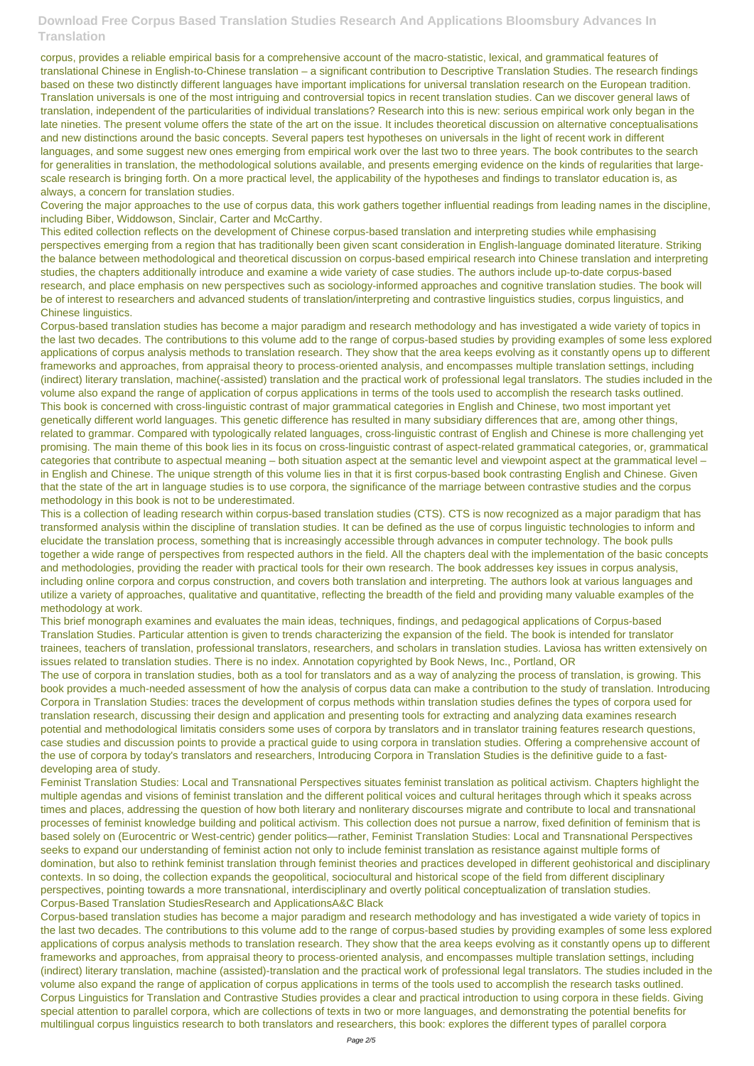corpus, provides a reliable empirical basis for a comprehensive account of the macro-statistic, lexical, and grammatical features of translational Chinese in English-to-Chinese translation – a significant contribution to Descriptive Translation Studies. The research findings based on these two distinctly different languages have important implications for universal translation research on the European tradition. Translation universals is one of the most intriguing and controversial topics in recent translation studies. Can we discover general laws of translation, independent of the particularities of individual translations? Research into this is new: serious empirical work only began in the late nineties. The present volume offers the state of the art on the issue. It includes theoretical discussion on alternative conceptualisations and new distinctions around the basic concepts. Several papers test hypotheses on universals in the light of recent work in different languages, and some suggest new ones emerging from empirical work over the last two to three years. The book contributes to the search for generalities in translation, the methodological solutions available, and presents emerging evidence on the kinds of regularities that large-scale research is bringing forth. On a more practical level, the applicability of the hypotheses and findings to translator education is, as always, a concern for translation studies.

Covering the major approaches to the use of corpus data, this work gathers together influential readings from leading names in the discipline, including Biber, Widdowson, Sinclair, Carter and McCarthy.

This edited collection reflects on the development of Chinese corpus-based translation and interpreting studies while emphasising perspectives emerging from a region that has traditionally been given scant consideration in English-language dominated literature. Striking the balance between methodological and theoretical discussion on corpus-based empirical research into Chinese translation and interpreting studies, the chapters additionally introduce and examine a wide variety of case studies. The authors include up-to-date corpus-based research, and place emphasis on new perspectives such as sociology-informed approaches and cognitive translation studies. The book will be of interest to researchers and advanced students of translation/interpreting and contrastive linguistics studies, corpus linguistics, and Chinese linguistics.

Corpus-based translation studies has become a major paradigm and research methodology and has investigated a wide variety of topics in the last two decades. The contributions to this volume add to the range of corpus-based studies by providing examples of some less explored applications of corpus analysis methods to translation research. They show that the area keeps evolving as it constantly opens up to different frameworks and approaches, from appraisal theory to process-oriented analysis, and encompasses multiple translation settings, including (indirect) literary translation, machine(-assisted) translation and the practical work of professional legal translators. The studies included in the volume also expand the range of application of corpus applications in terms of the tools used to accomplish the research tasks outlined.

This book is concerned with cross-linguistic contrast of major grammatical categories in English and Chinese, two most important yet genetically different world languages. This genetic difference has resulted in many subsidiary differences that are, among other things, related to grammar. Compared with typologically related languages, cross-linguistic contrast of English and Chinese is more challenging yet promising. The main theme of this book lies in its focus on cross-linguistic contrast of aspect-related grammatical categories, or, grammatical categories that contribute to aspectual meaning – both situation aspect at the semantic level and viewpoint aspect at the grammatical level – in English and Chinese. The unique strength of this volume lies in that it is first corpus-based book contrasting English and Chinese. Given that the state of the art in language studies is to use corpora, the significance of the marriage between contrastive studies and the corpus methodology in this book is not to be underestimated.

This is a collection of leading research within corpus-based translation studies (CTS). CTS is now recognized as a major paradigm that has transformed analysis within the discipline of translation studies. It can be defined as the use of corpus linguistic technologies to inform and elucidate the translation process, something that is increasingly accessible through advances in computer technology. The book pulls together a wide range of perspectives from respected authors in the field. All the chapters deal with the implementation of the basic concepts and methodologies, providing the reader with practical tools for their own research. The book addresses key issues in corpus analysis, including online corpora and corpus construction, and covers both translation and interpreting. The authors look at various languages and utilize a variety of approaches, qualitative and quantitative, reflecting the breadth of the field and providing many valuable examples of the methodology at work.

This brief monograph examines and evaluates the main ideas, techniques, findings, and pedagogical applications of Corpus-based Translation Studies. Particular attention is given to trends characterizing the expansion of the field. The book is intended for translator trainees, teachers of translation, professional translators, researchers, and scholars in translation studies. Laviosa has written extensively on issues related to translation studies. There is no index. Annotation copyrighted by Book News, Inc., Portland, OR

The use of corpora in translation studies, both as a tool for translators and as a way of analyzing the process of translation, is growing. This book provides a much-needed assessment of how the analysis of corpus data can make a contribution to the study of translation. Introducing Corpora in Translation Studies: traces the development of corpus methods within translation studies defines the types of corpora used for translation research, discussing their design and application and presenting tools for extracting and analyzing data examines research potential and methodological limitatis considers some uses of corpora by translators and in translator training features research questions, case studies and discussion points to provide a practical guide to using corpora in translation studies. Offering a comprehensive account of the use of corpora by today's translators and researchers, Introducing Corpora in Translation Studies is the definitive guide to a fast-developing area of study.

Feminist Translation Studies: Local and Transnational Perspectives situates feminist translation as political activism. Chapters highlight the multiple agendas and visions of feminist translation and the different political voices and cultural heritages through which it speaks across times and places, addressing the question of how both literary and nonliterary discourses migrate and contribute to local and transnational processes of feminist knowledge building and political activism. This collection does not pursue a narrow, fixed definition of feminism that is based solely on (Eurocentric or West-centric) gender politics—rather, Feminist Translation Studies: Local and Transnational Perspectives seeks to expand our understanding of feminist action not only to include feminist translation as resistance against multiple forms of domination, but also to rethink feminist translation through feminist theories and practices developed in different geohistorical and disciplinary contexts. In so doing, the collection expands the geopolitical, sociocultural and historical scope of the field from different disciplinary perspectives, pointing towards a more transnational, interdisciplinary and overtly political conceptualization of translation studies.

Corpus-Based Translation StudiesResearch and ApplicationsA&C Black

Corpus-based translation studies has become a major paradigm and research methodology and has investigated a wide variety of topics in the last two decades. The contributions to this volume add to the range of corpus-based studies by providing examples of some less explored applications of corpus analysis methods to translation research. They show that the area keeps evolving as it constantly opens up to different frameworks and approaches, from appraisal theory to process-oriented analysis, and encompasses multiple translation settings, including (indirect) literary translation, machine (assisted)-translation and the practical work of professional legal translators. The studies included in the volume also expand the range of application of corpus applications in terms of the tools used to accomplish the research tasks outlined.

Corpus Linguistics for Translation and Contrastive Studies provides a clear and practical introduction to using corpora in these fields. Giving special attention to parallel corpora, which are collections of texts in two or more languages, and demonstrating the potential benefits for multilingual corpus linguistics research to both translators and researchers, this book: explores the different types of parallel corpora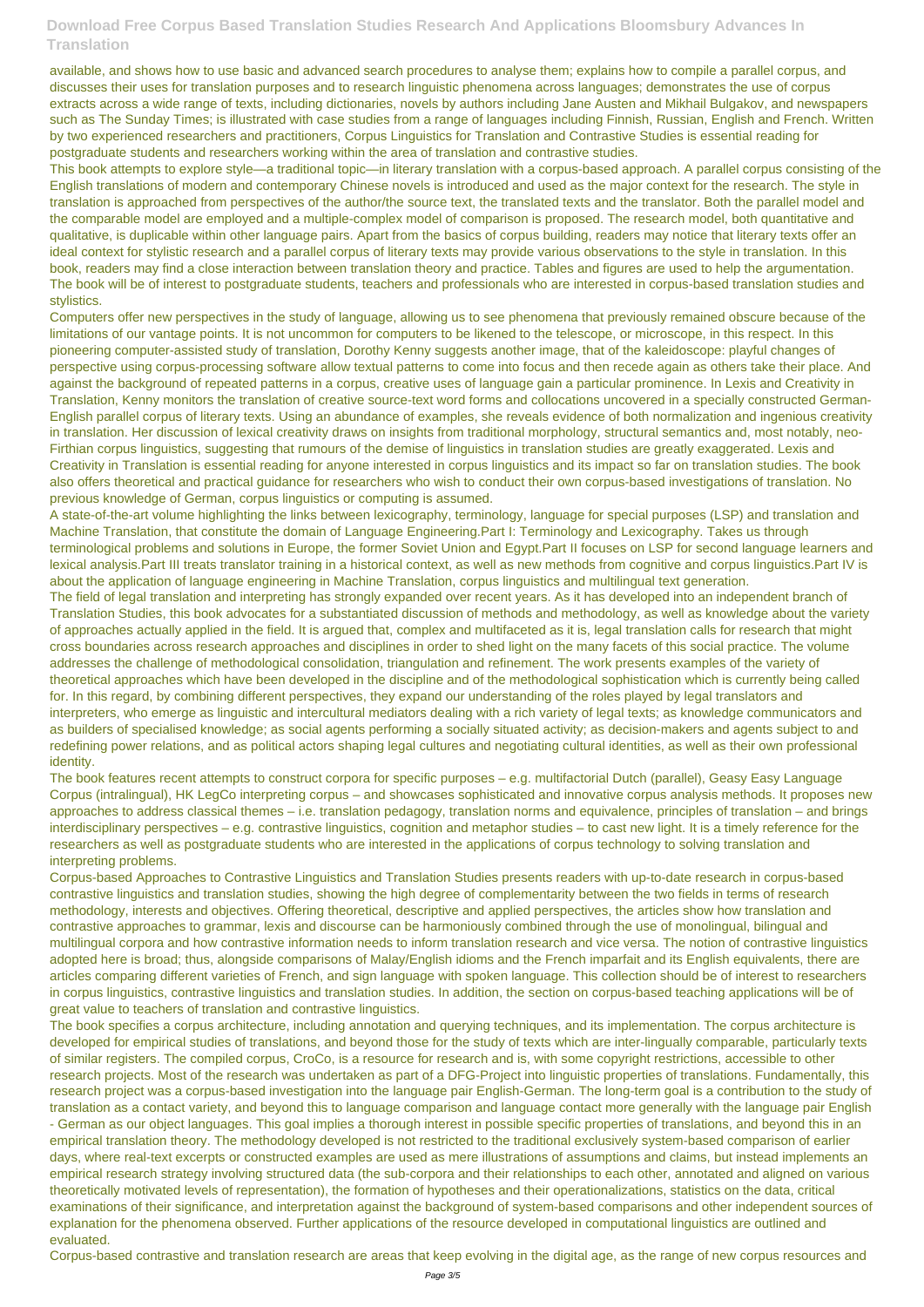available, and shows how to use basic and advanced search procedures to analyse them; explains how to compile a parallel corpus, and discusses their uses for translation purposes and to research linguistic phenomena across languages; demonstrates the use of corpus extracts across a wide range of texts, including dictionaries, novels by authors including Jane Austen and Mikhail Bulgakov, and newspapers such as The Sunday Times; is illustrated with case studies from a range of languages including Finnish, Russian, English and French. Written by two experienced researchers and practitioners, Corpus Linguistics for Translation and Contrastive Studies is essential reading for postgraduate students and researchers working within the area of translation and contrastive studies.

This book attempts to explore style—a traditional topic—in literary translation with a corpus-based approach. A parallel corpus consisting of the English translations of modern and contemporary Chinese novels is introduced and used as the major context for the research. The style in translation is approached from perspectives of the author/the source text, the translated texts and the translator. Both the parallel model and the comparable model are employed and a multiple-complex model of comparison is proposed. The research model, both quantitative and qualitative, is duplicable within other language pairs. Apart from the basics of corpus building, readers may notice that literary texts offer an ideal context for stylistic research and a parallel corpus of literary texts may provide various observations to the style in translation. In this book, readers may find a close interaction between translation theory and practice. Tables and figures are used to help the argumentation. The book will be of interest to postgraduate students, teachers and professionals who are interested in corpus-based translation studies and stylistics.

Computers offer new perspectives in the study of language, allowing us to see phenomena that previously remained obscure because of the limitations of our vantage points. It is not uncommon for computers to be likened to the telescope, or microscope, in this respect. In this pioneering computer-assisted study of translation, Dorothy Kenny suggests another image, that of the kaleidoscope: playful changes of perspective using corpus-processing software allow textual patterns to come into focus and then recede again as others take their place. And against the background of repeated patterns in a corpus, creative uses of language gain a particular prominence. In Lexis and Creativity in Translation, Kenny monitors the translation of creative source-text word forms and collocations uncovered in a specially constructed German-English parallel corpus of literary texts. Using an abundance of examples, she reveals evidence of both normalization and ingenious creativity in translation. Her discussion of lexical creativity draws on insights from traditional morphology, structural semantics and, most notably, neo-Firthian corpus linguistics, suggesting that rumours of the demise of linguistics in translation studies are greatly exaggerated. Lexis and Creativity in Translation is essential reading for anyone interested in corpus linguistics and its impact so far on translation studies. The book also offers theoretical and practical guidance for researchers who wish to conduct their own corpus-based investigations of translation. No previous knowledge of German, corpus linguistics or computing is assumed.

A state-of-the-art volume highlighting the links between lexicography, terminology, language for special purposes (LSP) and translation and Machine Translation, that constitute the domain of Language Engineering.Part I: Terminology and Lexicography. Takes us through terminological problems and solutions in Europe, the former Soviet Union and Egypt.Part II focuses on LSP for second language learners and lexical analysis.Part III treats translator training in a historical context, as well as new methods from cognitive and corpus linguistics.Part IV is about the application of language engineering in Machine Translation, corpus linguistics and multilingual text generation.

The field of legal translation and interpreting has strongly expanded over recent years. As it has developed into an independent branch of Translation Studies, this book advocates for a substantiated discussion of methods and methodology, as well as knowledge about the variety of approaches actually applied in the field. It is argued that, complex and multifaceted as it is, legal translation calls for research that might cross boundaries across research approaches and disciplines in order to shed light on the many facets of this social practice. The volume addresses the challenge of methodological consolidation, triangulation and refinement. The work presents examples of the variety of theoretical approaches which have been developed in the discipline and of the methodological sophistication which is currently being called for. In this regard, by combining different perspectives, they expand our understanding of the roles played by legal translators and interpreters, who emerge as linguistic and intercultural mediators dealing with a rich variety of legal texts; as knowledge communicators and as builders of specialised knowledge; as social agents performing a socially situated activity; as decision-makers and agents subject to and redefining power relations, and as political actors shaping legal cultures and negotiating cultural identities, as well as their own professional identity.

The book features recent attempts to construct corpora for specific purposes – e.g. multifactorial Dutch (parallel), Geasy Easy Language Corpus (intralingual), HK LegCo interpreting corpus – and showcases sophisticated and innovative corpus analysis methods. It proposes new approaches to address classical themes – i.e. translation pedagogy, translation norms and equivalence, principles of translation – and brings interdisciplinary perspectives – e.g. contrastive linguistics, cognition and metaphor studies – to cast new light. It is a timely reference for the researchers as well as postgraduate students who are interested in the applications of corpus technology to solving translation and interpreting problems.

Corpus-based Approaches to Contrastive Linguistics and Translation Studies presents readers with up-to-date research in corpus-based contrastive linguistics and translation studies, showing the high degree of complementarity between the two fields in terms of research methodology, interests and objectives. Offering theoretical, descriptive and applied perspectives, the articles show how translation and contrastive approaches to grammar, lexis and discourse can be harmoniously combined through the use of monolingual, bilingual and multilingual corpora and how contrastive information needs to inform translation research and vice versa. The notion of contrastive linguistics adopted here is broad; thus, alongside comparisons of Malay/English idioms and the French imparfait and its English equivalents, there are articles comparing different varieties of French, and sign language with spoken language. This collection should be of interest to researchers in corpus linguistics, contrastive linguistics and translation studies. In addition, the section on corpus-based teaching applications will be of great value to teachers of translation and contrastive linguistics.

The book specifies a corpus architecture, including annotation and querying techniques, and its implementation. The corpus architecture is developed for empirical studies of translations, and beyond those for the study of texts which are inter-lingually comparable, particularly texts of similar registers. The compiled corpus, CroCo, is a resource for research and is, with some copyright restrictions, accessible to other research projects. Most of the research was undertaken as part of a DFG-Project into linguistic properties of translations. Fundamentally, this research project was a corpus-based investigation into the language pair English-German. The long-term goal is a contribution to the study of translation as a contact variety, and beyond this to language comparison and language contact more generally with the language pair English - German as our object languages. This goal implies a thorough interest in possible specific properties of translations, and beyond this in an empirical translation theory. The methodology developed is not restricted to the traditional exclusively system-based comparison of earlier days, where real-text excerpts or constructed examples are used as mere illustrations of assumptions and claims, but instead implements an empirical research strategy involving structured data (the sub-corpora and their relationships to each other, annotated and aligned on various theoretically motivated levels of representation), the formation of hypotheses and their operationalizations, statistics on the data, critical examinations of their significance, and interpretation against the background of system-based comparisons and other independent sources of explanation for the phenomena observed. Further applications of the resource developed in computational linguistics are outlined and evaluated.

Corpus-based contrastive and translation research are areas that keep evolving in the digital age, as the range of new corpus resources and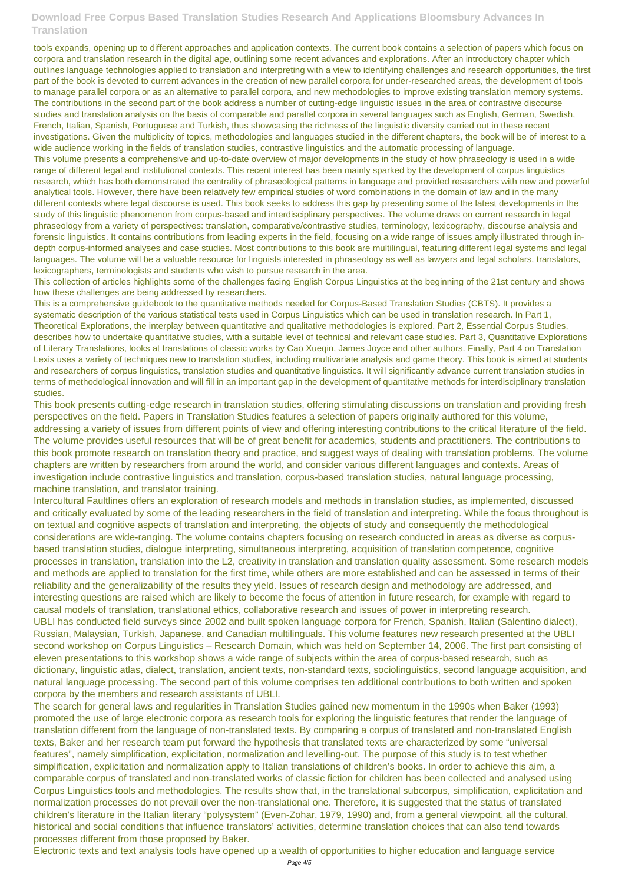tools expands, opening up to different approaches and application contexts. The current book contains a selection of papers which focus on corpora and translation research in the digital age, outlining some recent advances and explorations. After an introductory chapter which outlines language technologies applied to translation and interpreting with a view to identifying challenges and research opportunities, the first part of the book is devoted to current advances in the creation of new parallel corpora for under-researched areas, the development of tools to manage parallel corpora or as an alternative to parallel corpora, and new methodologies to improve existing translation memory systems. The contributions in the second part of the book address a number of cutting-edge linguistic issues in the area of contrastive discourse studies and translation analysis on the basis of comparable and parallel corpora in several languages such as English, German, Swedish, French, Italian, Spanish, Portuguese and Turkish, thus showcasing the richness of the linguistic diversity carried out in these recent investigations. Given the multiplicity of topics, methodologies and languages studied in the different chapters, the book will be of interest to a wide audience working in the fields of translation studies, contrastive linguistics and the automatic processing of language.

This volume presents a comprehensive and up-to-date overview of major developments in the study of how phraseology is used in a wide range of different legal and institutional contexts. This recent interest has been mainly sparked by the development of corpus linguistics research, which has both demonstrated the centrality of phraseological patterns in language and provided researchers with new and powerful analytical tools. However, there have been relatively few empirical studies of word combinations in the domain of law and in the many different contexts where legal discourse is used. This book seeks to address this gap by presenting some of the latest developments in the study of this linguistic phenomenon from corpus-based and interdisciplinary perspectives. The volume draws on current research in legal phraseology from a variety of perspectives: translation, comparative/contrastive studies, terminology, lexicography, discourse analysis and forensic linguistics. It contains contributions from leading experts in the field, focusing on a wide range of issues amply illustrated through in-depth corpus-informed analyses and case studies. Most contributions to this book are multilingual, featuring different legal systems and legal languages. The volume will be a valuable resource for linguists interested in phraseology as well as lawyers and legal scholars, translators, lexicographers, terminologists and students who wish to pursue research in the area.

This collection of articles highlights some of the challenges facing English Corpus Linguistics at the beginning of the 21st century and shows how these challenges are being addressed by researchers.

This is a comprehensive guidebook to the quantitative methods needed for Corpus-Based Translation Studies (CBTS). It provides a systematic description of the various statistical tests used in Corpus Linguistics which can be used in translation research. In Part 1, Theoretical Explorations, the interplay between quantitative and qualitative methodologies is explored. Part 2, Essential Corpus Studies, describes how to undertake quantitative studies, with a suitable level of technical and relevant case studies. Part 3, Quantitative Explorations of Literary Translations, looks at translations of classic works by Cao Xueqin, James Joyce and other authors. Finally, Part 4 on Translation Lexis uses a variety of techniques new to translation studies, including multivariate analysis and game theory. This book is aimed at students and researchers of corpus linguistics, translation studies and quantitative linguistics. It will significantly advance current translation studies in terms of methodological innovation and will fill in an important gap in the development of quantitative methods for interdisciplinary translation studies.

This book presents cutting-edge research in translation studies, offering stimulating discussions on translation and providing fresh perspectives on the field. Papers in Translation Studies features a selection of papers originally authored for this volume, addressing a variety of issues from different points of view and offering interesting contributions to the critical literature of the field. The volume provides useful resources that will be of great benefit for academics, students and practitioners. The contributions to this book promote research on translation theory and practice, and suggest ways of dealing with translation problems. The volume chapters are written by researchers from around the world, and consider various different languages and contexts. Areas of investigation include contrastive linguistics and translation, corpus-based translation studies, natural language processing, machine translation, and translator training.

Intercultural Faultlines offers an exploration of research models and methods in translation studies, as implemented, discussed and critically evaluated by some of the leading researchers in the field of translation and interpreting. While the focus throughout is on textual and cognitive aspects of translation and interpreting, the objects of study and consequently the methodological considerations are wide-ranging. The volume contains chapters focusing on research conducted in areas as diverse as corpus-based translation studies, dialogue interpreting, simultaneous interpreting, acquisition of translation competence, cognitive processes in translation, translation into the L2, creativity in translation and translation quality assessment. Some research models and methods are applied to translation for the first time, while others are more established and can be assessed in terms of their reliability and the generalizability of the results they yield. Issues of research design and methodology are addressed, and interesting questions are raised which are likely to become the focus of attention in future research, for example with regard to causal models of translation, translational ethics, collaborative research and issues of power in interpreting research.

UBLI has conducted field surveys since 2002 and built spoken language corpora for French, Spanish, Italian (Salentino dialect), Russian, Malaysian, Turkish, Japanese, and Canadian multilinguals. This volume features new research presented at the UBLI second workshop on Corpus Linguistics – Research Domain, which was held on September 14, 2006. The first part consisting of eleven presentations to this workshop shows a wide range of subjects within the area of corpus-based research, such as dictionary, linguistic atlas, dialect, translation, ancient texts, non-standard texts, sociolinguistics, second language acquisition, and natural language processing. The second part of this volume comprises ten additional contributions to both written and spoken corpora by the members and research assistants of UBLI.

The search for general laws and regularities in Translation Studies gained new momentum in the 1990s when Baker (1993) promoted the use of large electronic corpora as research tools for exploring the linguistic features that render the language of translation different from the language of non-translated texts. By comparing a corpus of translated and non-translated English texts, Baker and her research team put forward the hypothesis that translated texts are characterized by some "universal features", namely simplification, explicitation, normalization and levelling-out. The purpose of this study is to test whether simplification, explicitation and normalization apply to Italian translations of children's books. In order to achieve this aim, a comparable corpus of translated and non-translated works of classic fiction for children has been collected and analysed using Corpus Linguistics tools and methodologies. The results show that, in the translational subcorpus, simplification, explicitation and normalization processes do not prevail over the non-translational one. Therefore, it is suggested that the status of translated children's literature in the Italian literary "polysystem" (Even-Zohar, 1979, 1990) and, from a general viewpoint, all the cultural, historical and social conditions that influence translators' activities, determine translation choices that can also tend towards processes different from those proposed by Baker.

Electronic texts and text analysis tools have opened up a wealth of opportunities to higher education and language service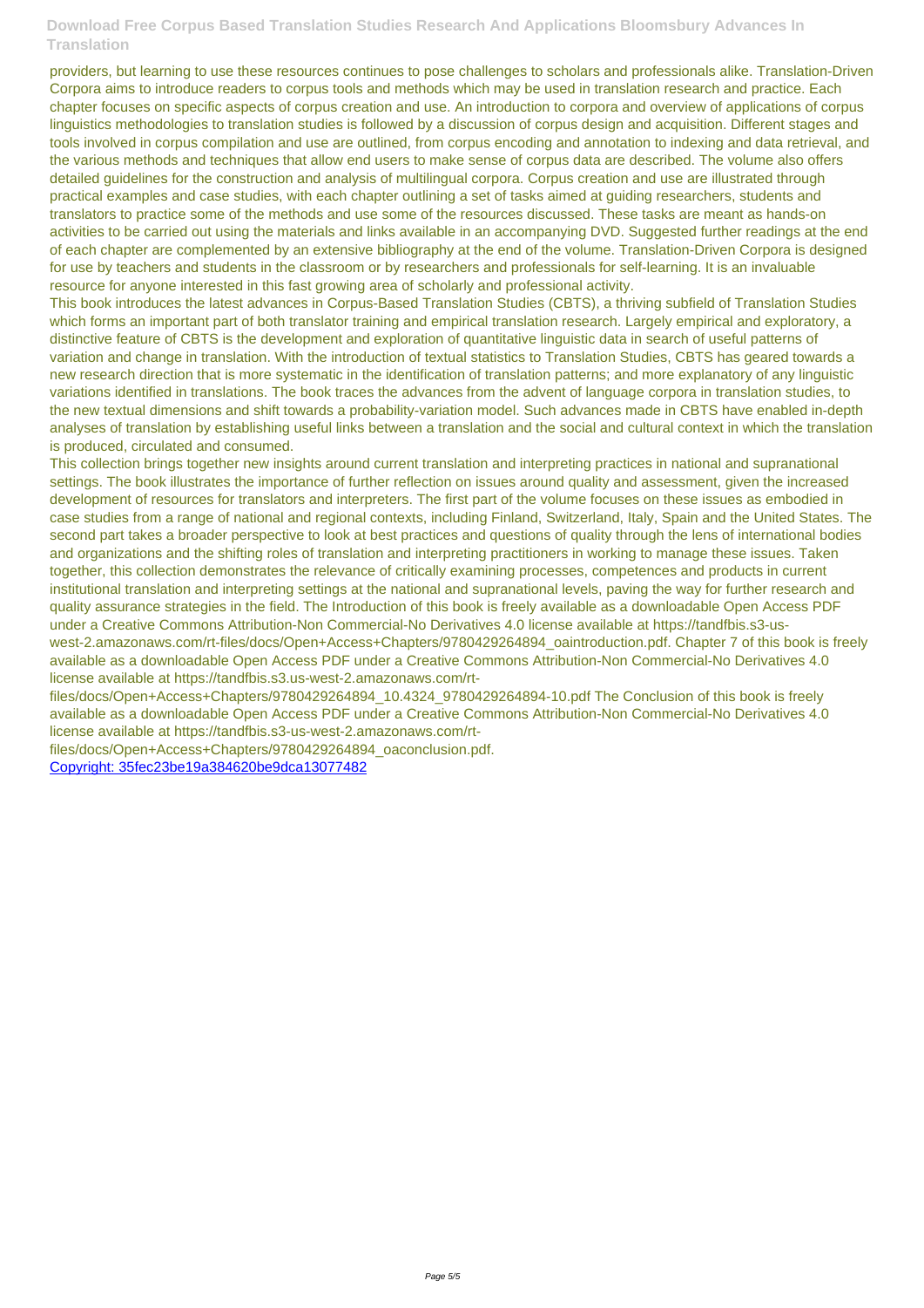providers, but learning to use these resources continues to pose challenges to scholars and professionals alike. Translation-Driven Corpora aims to introduce readers to corpus tools and methods which may be used in translation research and practice. Each chapter focuses on specific aspects of corpus creation and use. An introduction to corpora and overview of applications of corpus linguistics methodologies to translation studies is followed by a discussion of corpus design and acquisition. Different stages and tools involved in corpus compilation and use are outlined, from corpus encoding and annotation to indexing and data retrieval, and the various methods and techniques that allow end users to make sense of corpus data are described. The volume also offers detailed guidelines for the construction and analysis of multilingual corpora. Corpus creation and use are illustrated through practical examples and case studies, with each chapter outlining a set of tasks aimed at guiding researchers, students and translators to practice some of the methods and use some of the resources discussed. These tasks are meant as hands-on activities to be carried out using the materials and links available in an accompanying DVD. Suggested further readings at the end of each chapter are complemented by an extensive bibliography at the end of the volume. Translation-Driven Corpora is designed for use by teachers and students in the classroom or by researchers and professionals for self-learning. It is an invaluable resource for anyone interested in this fast growing area of scholarly and professional activity.

This book introduces the latest advances in Corpus-Based Translation Studies (CBTS), a thriving subfield of Translation Studies which forms an important part of both translator training and empirical translation research. Largely empirical and exploratory, a distinctive feature of CBTS is the development and exploration of quantitative linguistic data in search of useful patterns of variation and change in translation. With the introduction of textual statistics to Translation Studies, CBTS has geared towards a new research direction that is more systematic in the identification of translation patterns; and more explanatory of any linguistic variations identified in translations. The book traces the advances from the advent of language corpora in translation studies, to the new textual dimensions and shift towards a probability-variation model. Such advances made in CBTS have enabled in-depth analyses of translation by establishing useful links between a translation and the social and cultural context in which the translation is produced, circulated and consumed.

This collection brings together new insights around current translation and interpreting practices in national and supranational settings. The book illustrates the importance of further reflection on issues around quality and assessment, given the increased development of resources for translators and interpreters. The first part of the volume focuses on these issues as embodied in case studies from a range of national and regional contexts, including Finland, Switzerland, Italy, Spain and the United States. The second part takes a broader perspective to look at best practices and questions of quality through the lens of international bodies and organizations and the shifting roles of translation and interpreting practitioners in working to manage these issues. Taken together, this collection demonstrates the relevance of critically examining processes, competences and products in current institutional translation and interpreting settings at the national and supranational levels, paving the way for further research and quality assurance strategies in the field. The Introduction of this book is freely available as a downloadable Open Access PDF under a Creative Commons Attribution-Non Commercial-No Derivatives 4.0 license available at https://tandfbis.s3-us-west-2.amazonaws.com/rt-files/docs/Open+Access+Chapters/9780429264894_oaintroduction.pdf. Chapter 7 of this book is freely available as a downloadable Open Access PDF under a Creative Commons Attribution-Non Commercial-No Derivatives 4.0 license available at https://tandfbis.s3-us-west-2.amazonaws.com/rt-files/docs/Open+Access+Chapters/9780429264894_10.4324_9780429264894-10.pdf The Conclusion of this book is freely available as a downloadable Open Access PDF under a Creative Commons Attribution-Non Commercial-No Derivatives 4.0 license available at https://tandfbis.s3-us-west-2.amazonaws.com/rt-files/docs/Open+Access+Chapters/9780429264894_oaconclusion.pdf.

Copyright: 35fec23be19a384620be9dca13077482